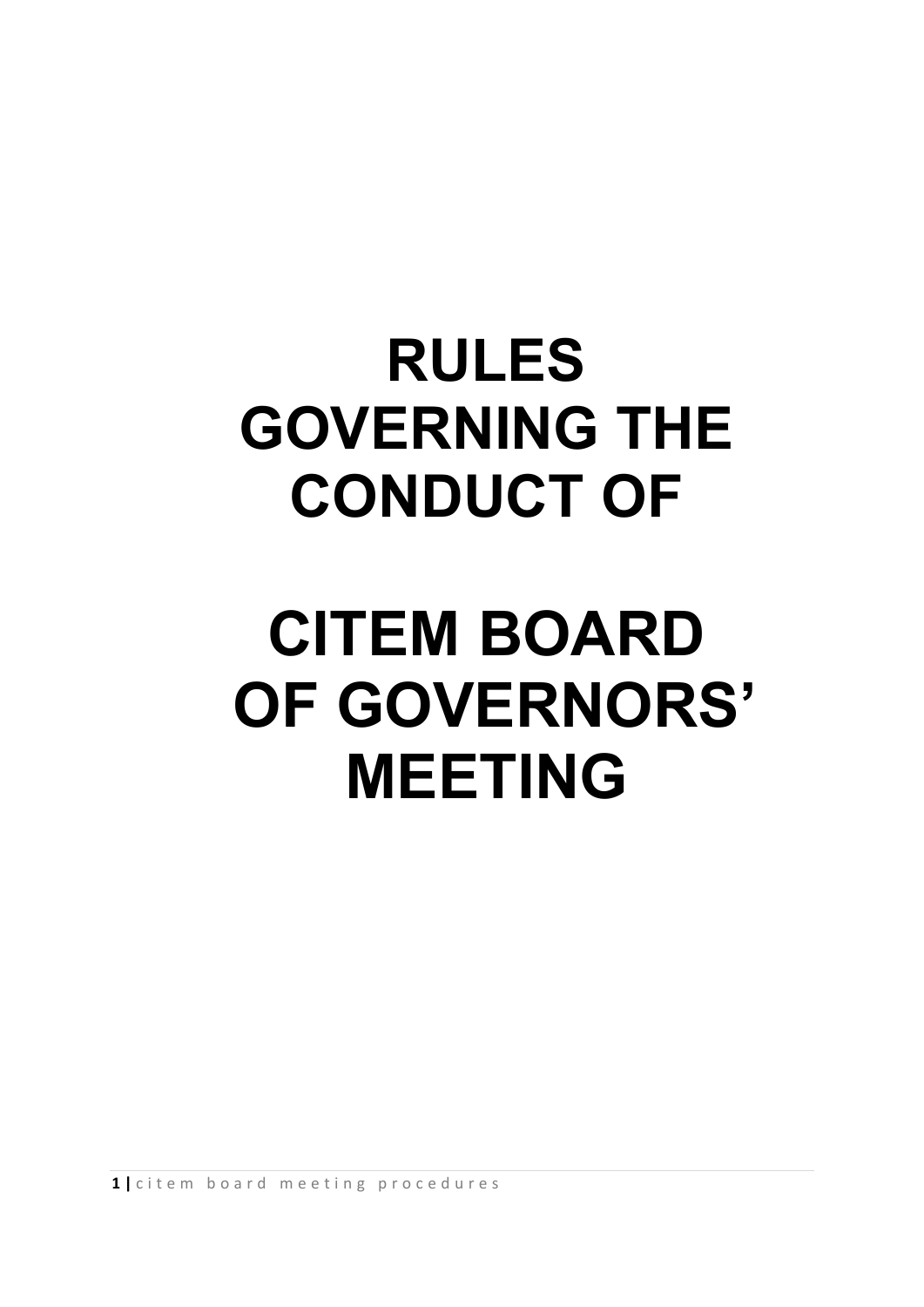# RULES GOVERNING THE CONDUCT OF

# CITEM BOARD OF GOVERNORS' MEETING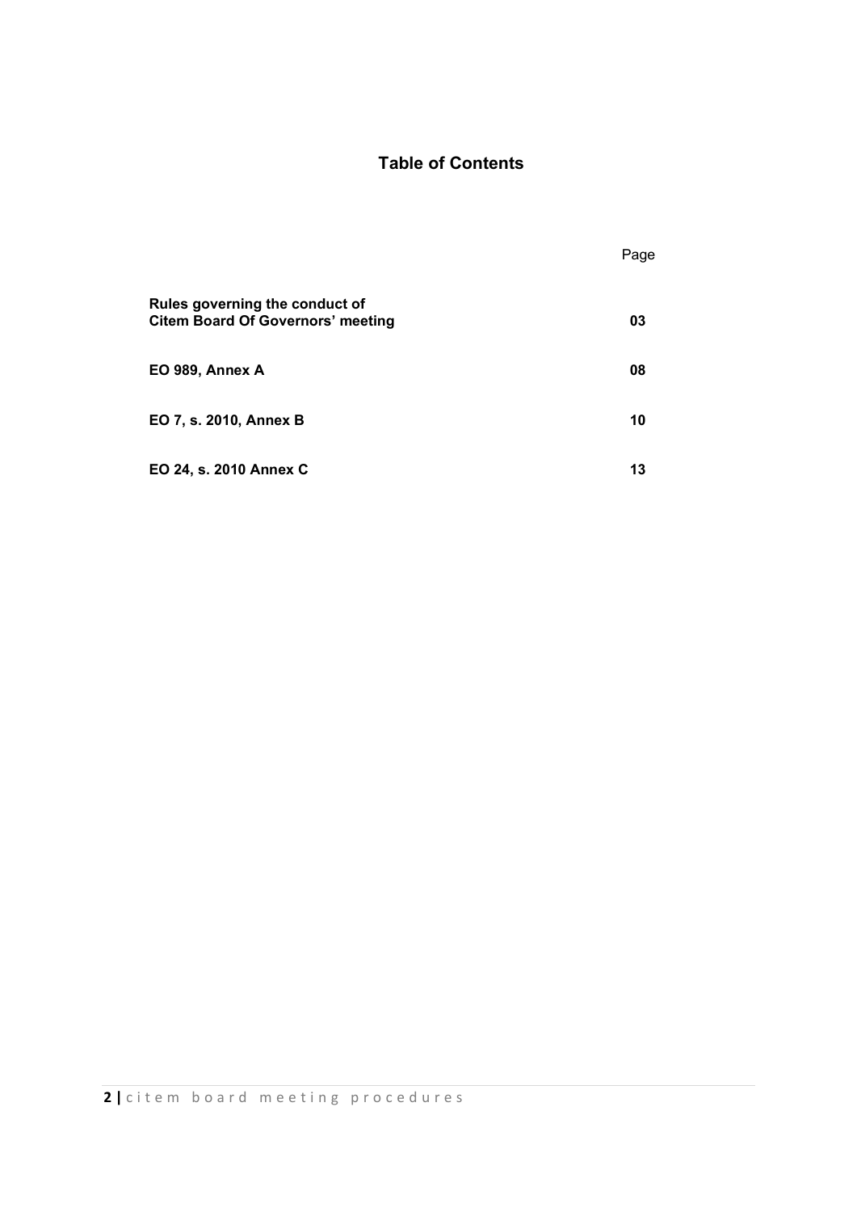# Table of Contents

| | Page |
|---|---|
| **Rules governing the conduct of Citem Board Of Governors' meeting** | **03** |
| **EO 989, Annex A** | **08** |
| **EO 7, s. 2010, Annex B** | **10** |
| **EO 24, s. 2010 Annex C** | **13** |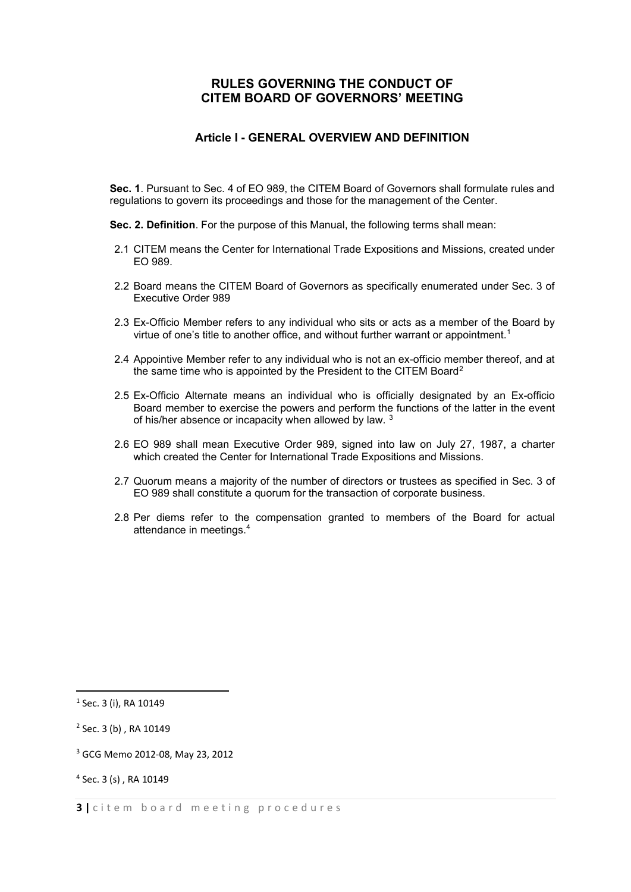# RULES GOVERNING THE CONDUCT OF CITEM BOARD OF GOVERNORS' MEETING

## Article I - GENERAL OVERVIEW AND DEFINITION

**Sec. 1**. Pursuant to Sec. 4 of EO 989, the CITEM Board of Governors shall formulate rules and regulations to govern its proceedings and those for the management of the Center.

**Sec. 2. Definition**. For the purpose of this Manual, the following terms shall mean:

2.1 CITEM means the Center for International Trade Expositions and Missions, created under EO 989.

2.2 Board means the CITEM Board of Governors as specifically enumerated under Sec. 3 of Executive Order 989

2.3 Ex-Officio Member refers to any individual who sits or acts as a member of the Board by virtue of one's title to another office, and without further warrant or appointment.[1]

2.4 Appointive Member refer to any individual who is not an ex-officio member thereof, and at the same time who is appointed by the President to the CITEM Board[2]

2.5 Ex-Officio Alternate means an individual who is officially designated by an Ex-officio Board member to exercise the powers and perform the functions of the latter in the event of his/her absence or incapacity when allowed by law. [3]

2.6 EO 989 shall mean Executive Order 989, signed into law on July 27, 1987, a charter which created the Center for International Trade Expositions and Missions.

2.7 Quorum means a majority of the number of directors or trustees as specified in Sec. 3 of EO 989 shall constitute a quorum for the transaction of corporate business.

2.8 Per diems refer to the compensation granted to members of the Board for actual attendance in meetings.[4]

---

[1] Sec. 3 (i), RA 10149

[2] Sec. 3 (b) , RA 10149

[3] GCG Memo 2012-08, May 23, 2012

[4] Sec. 3 (s) , RA 10149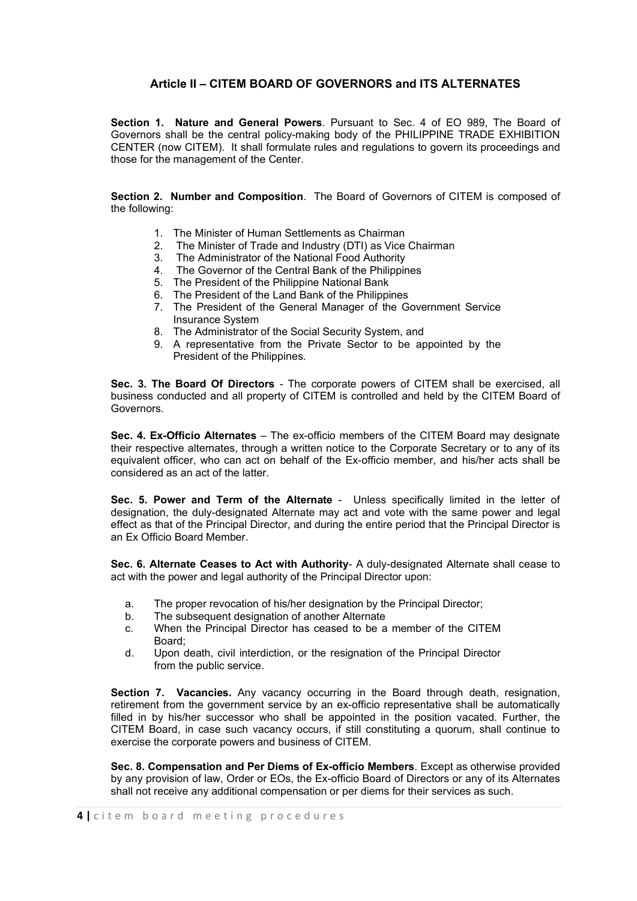## Article II – CITEM BOARD OF GOVERNORS and ITS ALTERNATES

**Section 1. Nature and General Powers**. Pursuant to Sec. 4 of EO 989, The Board of Governors shall be the central policy-making body of the PHILIPPINE TRADE EXHIBITION CENTER (now CITEM). It shall formulate rules and regulations to govern its proceedings and those for the management of the Center.

**Section 2. Number and Composition**. The Board of Governors of CITEM is composed of the following:

1. The Minister of Human Settlements as Chairman
2. The Minister of Trade and Industry (DTI) as Vice Chairman
3. The Administrator of the National Food Authority
4. The Governor of the Central Bank of the Philippines
5. The President of the Philippine National Bank
6. The President of the Land Bank of the Philippines
7. The President of the General Manager of the Government Service Insurance System
8. The Administrator of the Social Security System, and
9. A representative from the Private Sector to be appointed by the President of the Philippines.

**Sec. 3. The Board Of Directors** - The corporate powers of CITEM shall be exercised, all business conducted and all property of CITEM is controlled and held by the CITEM Board of Governors.

**Sec. 4. Ex-Officio Alternates** – The ex-officio members of the CITEM Board may designate their respective alternates, through a written notice to the Corporate Secretary or to any of its equivalent officer, who can act on behalf of the Ex-officio member, and his/her acts shall be considered as an act of the latter.

**Sec. 5. Power and Term of the Alternate** - Unless specifically limited in the letter of designation, the duly-designated Alternate may act and vote with the same power and legal effect as that of the Principal Director, and during the entire period that the Principal Director is an Ex Officio Board Member.

**Sec. 6. Alternate Ceases to Act with Authority**- A duly-designated Alternate shall cease to act with the power and legal authority of the Principal Director upon:

a. The proper revocation of his/her designation by the Principal Director;
b. The subsequent designation of another Alternate
c. When the Principal Director has ceased to be a member of the CITEM Board;
d. Upon death, civil interdiction, or the resignation of the Principal Director from the public service.

**Section 7. Vacancies.** Any vacancy occurring in the Board through death, resignation, retirement from the government service by an ex-officio representative shall be automatically filled in by his/her successor who shall be appointed in the position vacated. Further, the CITEM Board, in case such vacancy occurs, if still constituting a quorum, shall continue to exercise the corporate powers and business of CITEM.

**Sec. 8. Compensation and Per Diems of Ex-officio Members**. Except as otherwise provided by any provision of law, Order or EOs, the Ex-officio Board of Directors or any of its Alternates shall not receive any additional compensation or per diems for their services as such.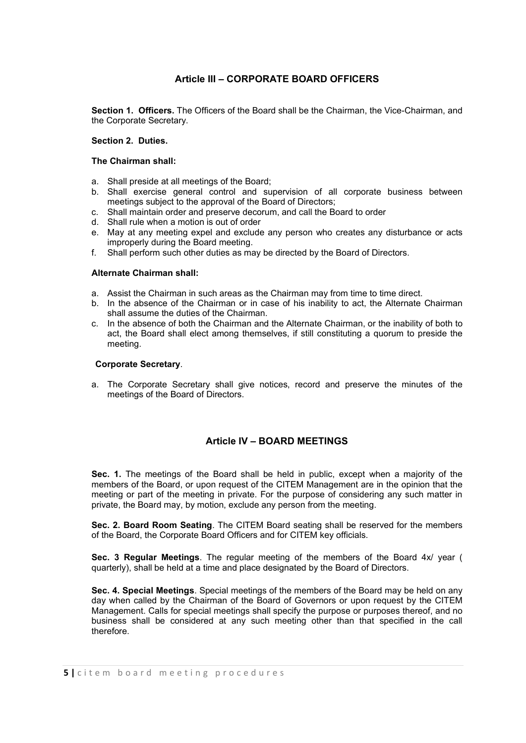## Article III – CORPORATE BOARD OFFICERS

**Section 1. Officers.** The Officers of the Board shall be the Chairman, the Vice-Chairman, and the Corporate Secretary.

**Section 2. Duties.**

**The Chairman shall:**

a. Shall preside at all meetings of the Board;
b. Shall exercise general control and supervision of all corporate business between meetings subject to the approval of the Board of Directors;
c. Shall maintain order and preserve decorum, and call the Board to order
d. Shall rule when a motion is out of order
e. May at any meeting expel and exclude any person who creates any disturbance or acts improperly during the Board meeting.
f. Shall perform such other duties as may be directed by the Board of Directors.

**Alternate Chairman shall:**

a. Assist the Chairman in such areas as the Chairman may from time to time direct.
b. In the absence of the Chairman or in case of his inability to act, the Alternate Chairman shall assume the duties of the Chairman.
c. In the absence of both the Chairman and the Alternate Chairman, or the inability of both to act, the Board shall elect among themselves, if still constituting a quorum to preside the meeting.

**Corporate Secretary**.

a. The Corporate Secretary shall give notices, record and preserve the minutes of the meetings of the Board of Directors.

## Article IV – BOARD MEETINGS

**Sec. 1.** The meetings of the Board shall be held in public, except when a majority of the members of the Board, or upon request of the CITEM Management are in the opinion that the meeting or part of the meeting in private. For the purpose of considering any such matter in private, the Board may, by motion, exclude any person from the meeting.

**Sec. 2. Board Room Seating**. The CITEM Board seating shall be reserved for the members of the Board, the Corporate Board Officers and for CITEM key officials.

**Sec. 3 Regular Meetings**. The regular meeting of the members of the Board 4x/ year ( quarterly), shall be held at a time and place designated by the Board of Directors.

**Sec. 4. Special Meetings**. Special meetings of the members of the Board may be held on any day when called by the Chairman of the Board of Governors or upon request by the CITEM Management. Calls for special meetings shall specify the purpose or purposes thereof, and no business shall be considered at any such meeting other than that specified in the call therefore.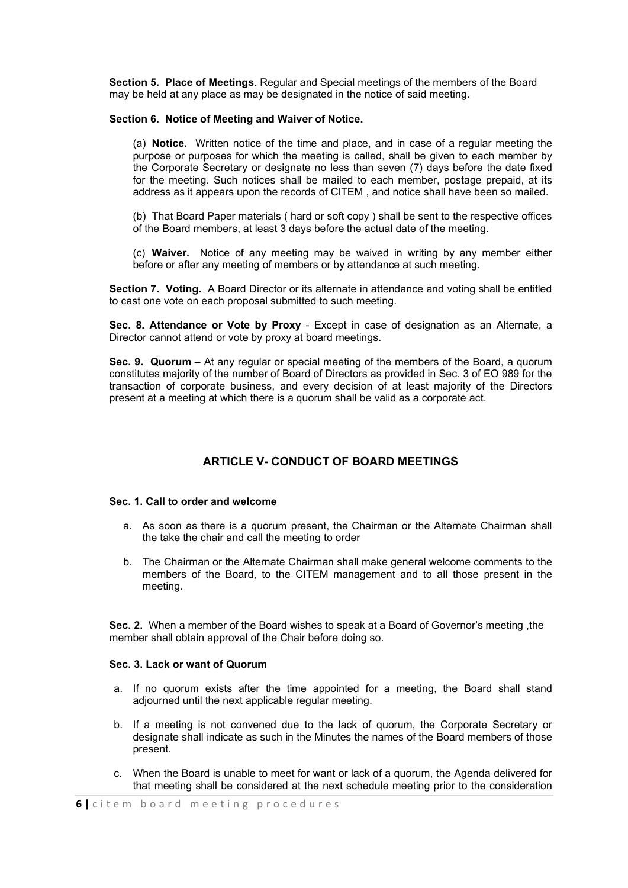**Section 5. Place of Meetings**. Regular and Special meetings of the members of the Board may be held at any place as may be designated in the notice of said meeting.

**Section 6. Notice of Meeting and Waiver of Notice.**

(a) **Notice.** Written notice of the time and place, and in case of a regular meeting the purpose or purposes for which the meeting is called, shall be given to each member by the Corporate Secretary or designate no less than seven (7) days before the date fixed for the meeting. Such notices shall be mailed to each member, postage prepaid, at its address as it appears upon the records of CITEM , and notice shall have been so mailed.

(b) That Board Paper materials ( hard or soft copy ) shall be sent to the respective offices of the Board members, at least 3 days before the actual date of the meeting.

(c) **Waiver.** Notice of any meeting may be waived in writing by any member either before or after any meeting of members or by attendance at such meeting.

**Section 7. Voting.** A Board Director or its alternate in attendance and voting shall be entitled to cast one vote on each proposal submitted to such meeting.

**Sec. 8. Attendance or Vote by Proxy** - Except in case of designation as an Alternate, a Director cannot attend or vote by proxy at board meetings.

**Sec. 9. Quorum** – At any regular or special meeting of the members of the Board, a quorum constitutes majority of the number of Board of Directors as provided in Sec. 3 of EO 989 for the transaction of corporate business, and every decision of at least majority of the Directors present at a meeting at which there is a quorum shall be valid as a corporate act.

## ARTICLE V- CONDUCT OF BOARD MEETINGS

**Sec. 1. Call to order and welcome**

a. As soon as there is a quorum present, the Chairman or the Alternate Chairman shall the take the chair and call the meeting to order

b. The Chairman or the Alternate Chairman shall make general welcome comments to the members of the Board, to the CITEM management and to all those present in the meeting.

**Sec. 2.** When a member of the Board wishes to speak at a Board of Governor's meeting ,the member shall obtain approval of the Chair before doing so.

**Sec. 3. Lack or want of Quorum**

a. If no quorum exists after the time appointed for a meeting, the Board shall stand adjourned until the next applicable regular meeting.

b. If a meeting is not convened due to the lack of quorum, the Corporate Secretary or designate shall indicate as such in the Minutes the names of the Board members of those present.

c. When the Board is unable to meet for want or lack of a quorum, the Agenda delivered for that meeting shall be considered at the next schedule meeting prior to the consideration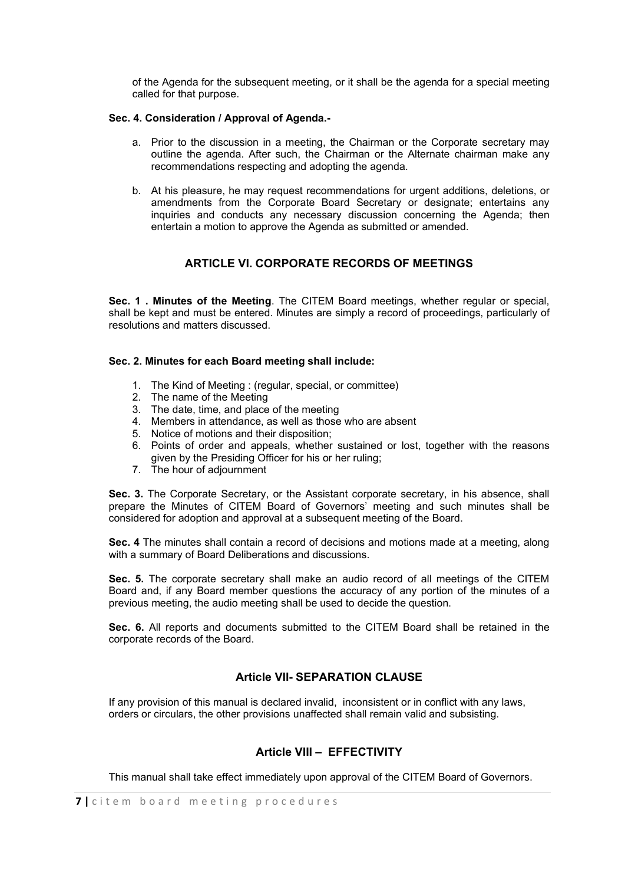of the Agenda for the subsequent meeting, or it shall be the agenda for a special meeting called for that purpose.

**Sec. 4. Consideration / Approval of Agenda.-**

a. Prior to the discussion in a meeting, the Chairman or the Corporate secretary may outline the agenda. After such, the Chairman or the Alternate chairman make any recommendations respecting and adopting the agenda.

b. At his pleasure, he may request recommendations for urgent additions, deletions, or amendments from the Corporate Board Secretary or designate; entertains any inquiries and conducts any necessary discussion concerning the Agenda; then entertain a motion to approve the Agenda as submitted or amended.

## ARTICLE VI. CORPORATE RECORDS OF MEETINGS

**Sec. 1 . Minutes of the Meeting**. The CITEM Board meetings, whether regular or special, shall be kept and must be entered. Minutes are simply a record of proceedings, particularly of resolutions and matters discussed.

**Sec. 2. Minutes for each Board meeting shall include:**

1. The Kind of Meeting : (regular, special, or committee)
2. The name of the Meeting
3. The date, time, and place of the meeting
4. Members in attendance, as well as those who are absent
5. Notice of motions and their disposition;
6. Points of order and appeals, whether sustained or lost, together with the reasons given by the Presiding Officer for his or her ruling;
7. The hour of adjournment

**Sec. 3.** The Corporate Secretary, or the Assistant corporate secretary, in his absence, shall prepare the Minutes of CITEM Board of Governors' meeting and such minutes shall be considered for adoption and approval at a subsequent meeting of the Board.

**Sec. 4** The minutes shall contain a record of decisions and motions made at a meeting, along with a summary of Board Deliberations and discussions.

**Sec. 5.** The corporate secretary shall make an audio record of all meetings of the CITEM Board and, if any Board member questions the accuracy of any portion of the minutes of a previous meeting, the audio meeting shall be used to decide the question.

**Sec. 6.** All reports and documents submitted to the CITEM Board shall be retained in the corporate records of the Board.

## Article VII- SEPARATION CLAUSE

If any provision of this manual is declared invalid, inconsistent or in conflict with any laws, orders or circulars, the other provisions unaffected shall remain valid and subsisting.

## Article VIII – EFFECTIVITY

This manual shall take effect immediately upon approval of the CITEM Board of Governors.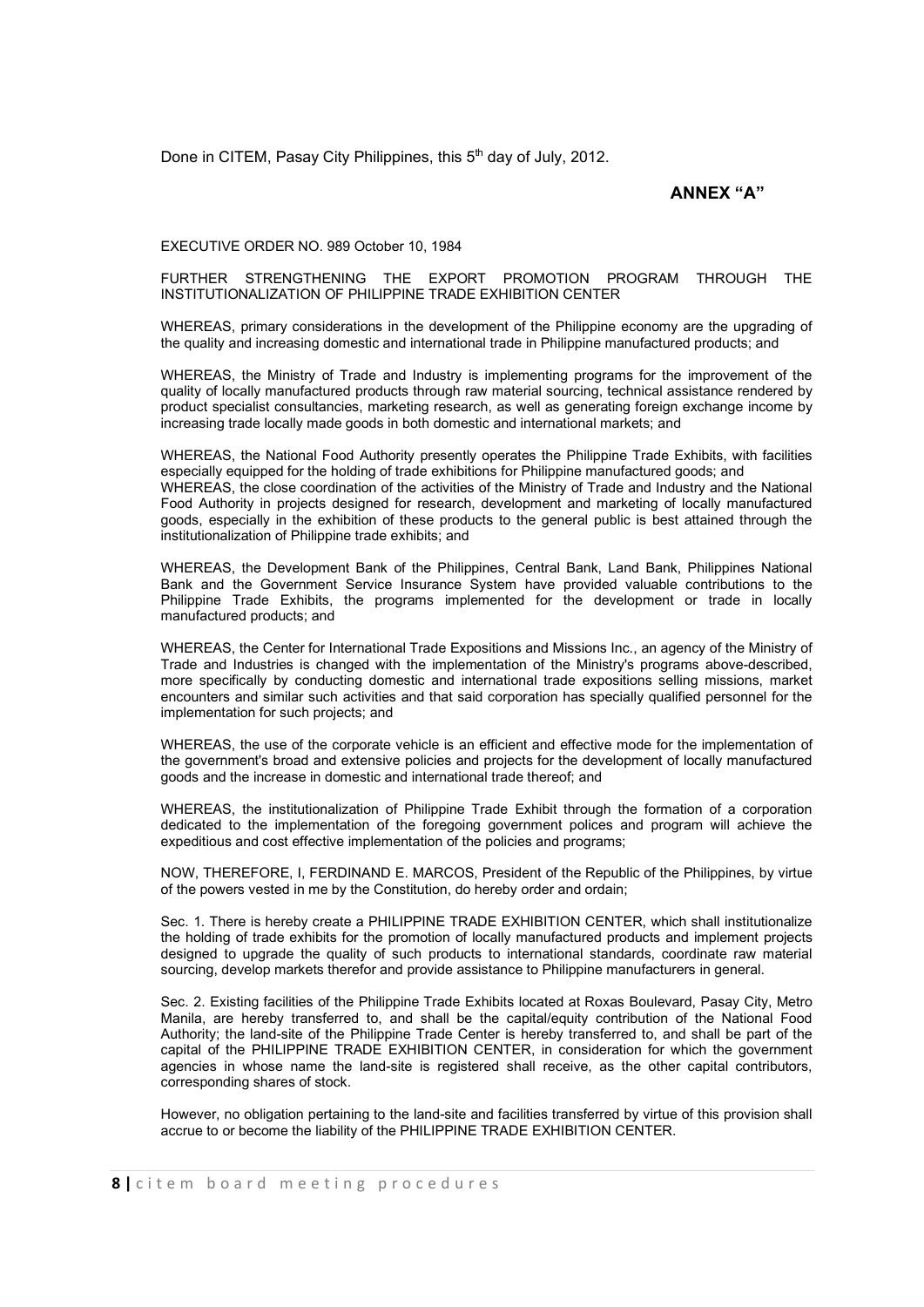Done in CITEM, Pasay City Philippines, this 5th day of July, 2012.

**ANNEX "A"**

EXECUTIVE ORDER NO. 989 October 10, 1984

FURTHER STRENGTHENING THE EXPORT PROMOTION PROGRAM THROUGH THE INSTITUTIONALIZATION OF PHILIPPINE TRADE EXHIBITION CENTER

WHEREAS, primary considerations in the development of the Philippine economy are the upgrading of the quality and increasing domestic and international trade in Philippine manufactured products; and

WHEREAS, the Ministry of Trade and Industry is implementing programs for the improvement of the quality of locally manufactured products through raw material sourcing, technical assistance rendered by product specialist consultancies, marketing research, as well as generating foreign exchange income by increasing trade locally made goods in both domestic and international markets; and

WHEREAS, the National Food Authority presently operates the Philippine Trade Exhibits, with facilities especially equipped for the holding of trade exhibitions for Philippine manufactured goods; and

WHEREAS, the close coordination of the activities of the Ministry of Trade and Industry and the National Food Authority in projects designed for research, development and marketing of locally manufactured goods, especially in the exhibition of these products to the general public is best attained through the institutionalization of Philippine trade exhibits; and

WHEREAS, the Development Bank of the Philippines, Central Bank, Land Bank, Philippines National Bank and the Government Service Insurance System have provided valuable contributions to the Philippine Trade Exhibits, the programs implemented for the development or trade in locally manufactured products; and

WHEREAS, the Center for International Trade Expositions and Missions Inc., an agency of the Ministry of Trade and Industries is changed with the implementation of the Ministry's programs above-described, more specifically by conducting domestic and international trade expositions selling missions, market encounters and similar such activities and that said corporation has specially qualified personnel for the implementation for such projects; and

WHEREAS, the use of the corporate vehicle is an efficient and effective mode for the implementation of the government's broad and extensive policies and projects for the development of locally manufactured goods and the increase in domestic and international trade thereof; and

WHEREAS, the institutionalization of Philippine Trade Exhibit through the formation of a corporation dedicated to the implementation of the foregoing government polices and program will achieve the expeditious and cost effective implementation of the policies and programs;

NOW, THEREFORE, I, FERDINAND E. MARCOS, President of the Republic of the Philippines, by virtue of the powers vested in me by the Constitution, do hereby order and ordain;

Sec. 1. There is hereby create a PHILIPPINE TRADE EXHIBITION CENTER, which shall institutionalize the holding of trade exhibits for the promotion of locally manufactured products and implement projects designed to upgrade the quality of such products to international standards, coordinate raw material sourcing, develop markets therefor and provide assistance to Philippine manufacturers in general.

Sec. 2. Existing facilities of the Philippine Trade Exhibits located at Roxas Boulevard, Pasay City, Metro Manila, are hereby transferred to, and shall be the capital/equity contribution of the National Food Authority; the land-site of the Philippine Trade Center is hereby transferred to, and shall be part of the capital of the PHILIPPINE TRADE EXHIBITION CENTER, in consideration for which the government agencies in whose name the land-site is registered shall receive, as the other capital contributors, corresponding shares of stock.

However, no obligation pertaining to the land-site and facilities transferred by virtue of this provision shall accrue to or become the liability of the PHILIPPINE TRADE EXHIBITION CENTER.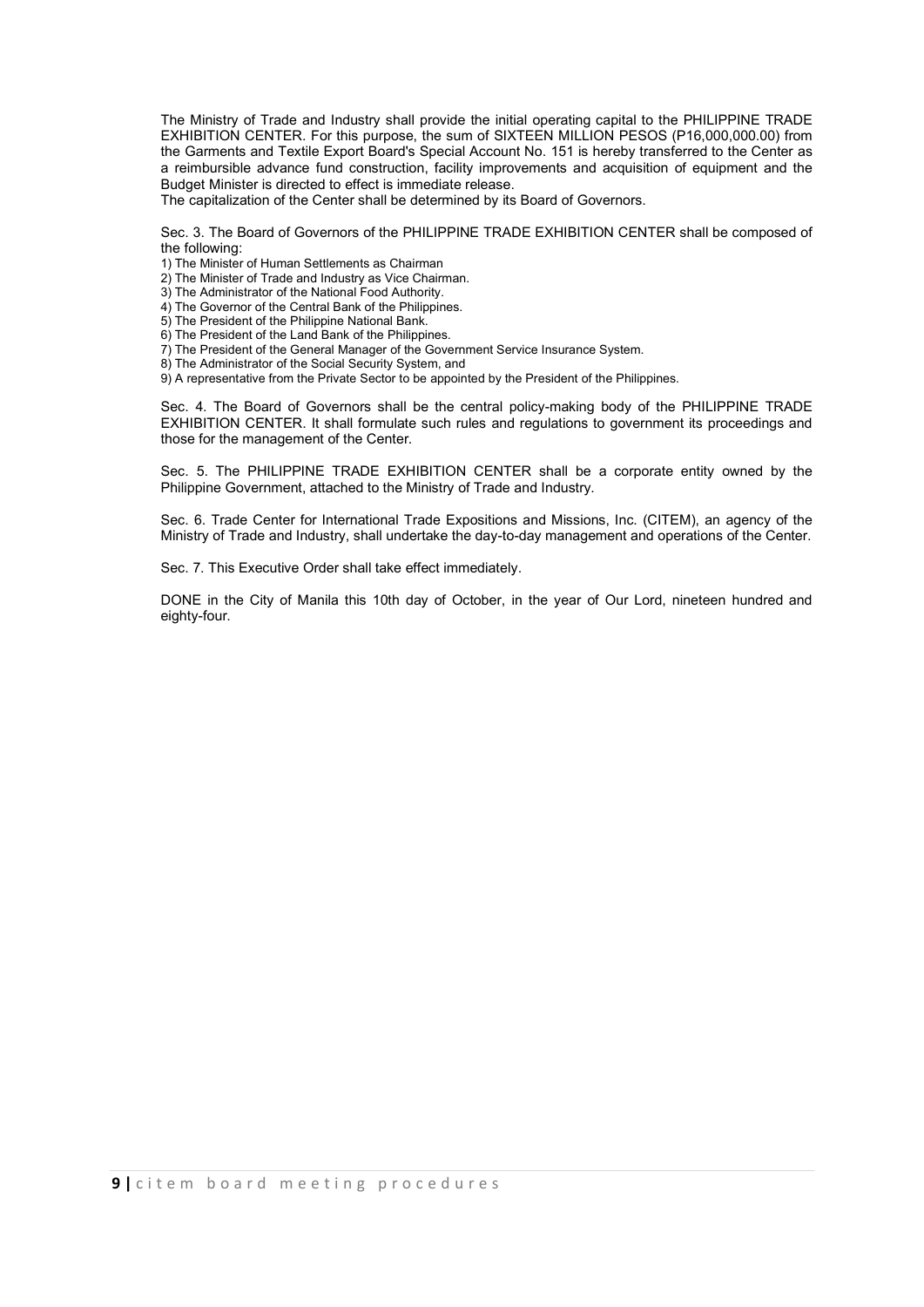The Ministry of Trade and Industry shall provide the initial operating capital to the PHILIPPINE TRADE EXHIBITION CENTER. For this purpose, the sum of SIXTEEN MILLION PESOS (P16,000,000.00) from the Garments and Textile Export Board's Special Account No. 151 is hereby transferred to the Center as a reimbursible advance fund construction, facility improvements and acquisition of equipment and the Budget Minister is directed to effect is immediate release.

The capitalization of the Center shall be determined by its Board of Governors.

Sec. 3. The Board of Governors of the PHILIPPINE TRADE EXHIBITION CENTER shall be composed of the following:

1) The Minister of Human Settlements as Chairman
2) The Minister of Trade and Industry as Vice Chairman.
3) The Administrator of the National Food Authority.
4) The Governor of the Central Bank of the Philippines.
5) The President of the Philippine National Bank.
6) The President of the Land Bank of the Philippines.
7) The President of the General Manager of the Government Service Insurance System.
8) The Administrator of the Social Security System, and
9) A representative from the Private Sector to be appointed by the President of the Philippines.

Sec. 4. The Board of Governors shall be the central policy-making body of the PHILIPPINE TRADE EXHIBITION CENTER. It shall formulate such rules and regulations to government its proceedings and those for the management of the Center.

Sec. 5. The PHILIPPINE TRADE EXHIBITION CENTER shall be a corporate entity owned by the Philippine Government, attached to the Ministry of Trade and Industry.

Sec. 6. Trade Center for International Trade Expositions and Missions, Inc. (CITEM), an agency of the Ministry of Trade and Industry, shall undertake the day-to-day management and operations of the Center.

Sec. 7. This Executive Order shall take effect immediately.

DONE in the City of Manila this 10th day of October, in the year of Our Lord, nineteen hundred and eighty-four.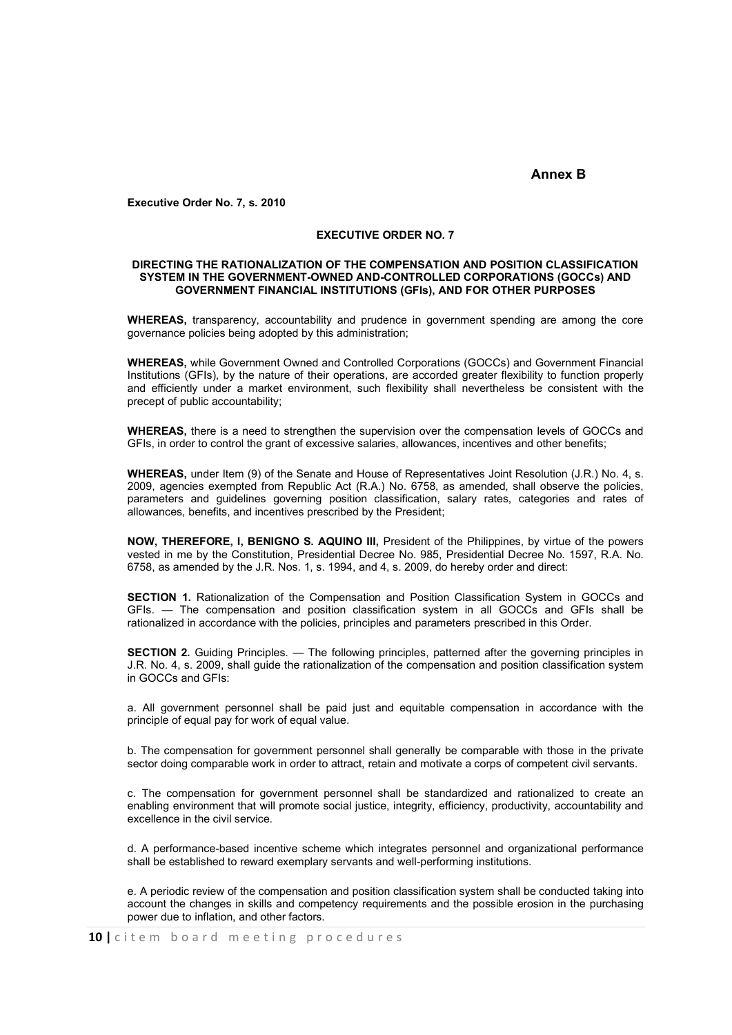**Annex B**

**Executive Order No. 7, s. 2010**

**EXECUTIVE ORDER NO. 7**

**DIRECTING THE RATIONALIZATION OF THE COMPENSATION AND POSITION CLASSIFICATION SYSTEM IN THE GOVERNMENT-OWNED AND-CONTROLLED CORPORATIONS (GOCCs) AND GOVERNMENT FINANCIAL INSTITUTIONS (GFIs), AND FOR OTHER PURPOSES**

**WHEREAS,** transparency, accountability and prudence in government spending are among the core governance policies being adopted by this administration;

**WHEREAS,** while Government Owned and Controlled Corporations (GOCCs) and Government Financial Institutions (GFIs), by the nature of their operations, are accorded greater flexibility to function properly and efficiently under a market environment, such flexibility shall nevertheless be consistent with the precept of public accountability;

**WHEREAS,** there is a need to strengthen the supervision over the compensation levels of GOCCs and GFIs, in order to control the grant of excessive salaries, allowances, incentives and other benefits;

**WHEREAS,** under Item (9) of the Senate and House of Representatives Joint Resolution (J.R.) No. 4, s. 2009, agencies exempted from Republic Act (R.A.) No. 6758, as amended, shall observe the policies, parameters and guidelines governing position classification, salary rates, categories and rates of allowances, benefits, and incentives prescribed by the President;

**NOW, THEREFORE, I, BENIGNO S. AQUINO III,** President of the Philippines, by virtue of the powers vested in me by the Constitution, Presidential Decree No. 985, Presidential Decree No. 1597, R.A. No. 6758, as amended by the J.R. Nos. 1, s. 1994, and 4, s. 2009, do hereby order and direct:

**SECTION 1.** Rationalization of the Compensation and Position Classification System in GOCCs and GFIs. — The compensation and position classification system in all GOCCs and GFIs shall be rationalized in accordance with the policies, principles and parameters prescribed in this Order.

**SECTION 2.** Guiding Principles. — The following principles, patterned after the governing principles in J.R. No. 4, s. 2009, shall guide the rationalization of the compensation and position classification system in GOCCs and GFIs:

a. All government personnel shall be paid just and equitable compensation in accordance with the principle of equal pay for work of equal value.

b. The compensation for government personnel shall generally be comparable with those in the private sector doing comparable work in order to attract, retain and motivate a corps of competent civil servants.

c. The compensation for government personnel shall be standardized and rationalized to create an enabling environment that will promote social justice, integrity, efficiency, productivity, accountability and excellence in the civil service.

d. A performance-based incentive scheme which integrates personnel and organizational performance shall be established to reward exemplary servants and well-performing institutions.

e. A periodic review of the compensation and position classification system shall be conducted taking into account the changes in skills and competency requirements and the possible erosion in the purchasing power due to inflation, and other factors.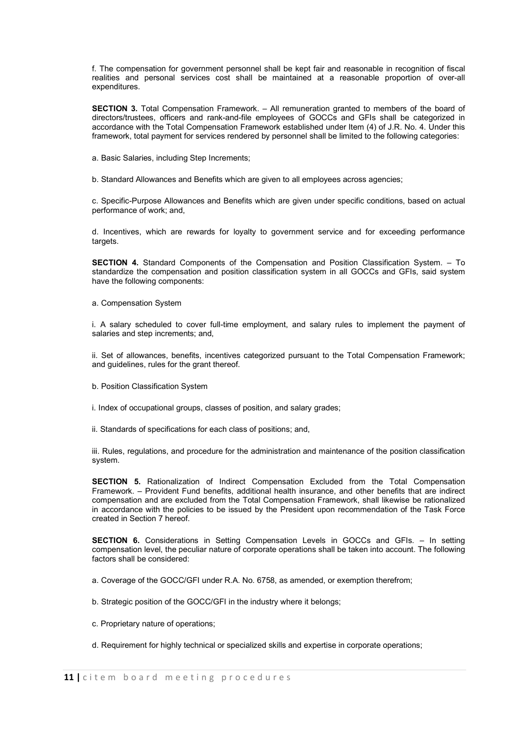f. The compensation for government personnel shall be kept fair and reasonable in recognition of fiscal realities and personal services cost shall be maintained at a reasonable proportion of over-all expenditures.

**SECTION 3.** Total Compensation Framework. – All remuneration granted to members of the board of directors/trustees, officers and rank-and-file employees of GOCCs and GFIs shall be categorized in accordance with the Total Compensation Framework established under Item (4) of J.R. No. 4. Under this framework, total payment for services rendered by personnel shall be limited to the following categories:

a. Basic Salaries, including Step Increments;

b. Standard Allowances and Benefits which are given to all employees across agencies;

c. Specific-Purpose Allowances and Benefits which are given under specific conditions, based on actual performance of work; and,

d. Incentives, which are rewards for loyalty to government service and for exceeding performance targets.

**SECTION 4.** Standard Components of the Compensation and Position Classification System. – To standardize the compensation and position classification system in all GOCCs and GFIs, said system have the following components:

a. Compensation System

i. A salary scheduled to cover full-time employment, and salary rules to implement the payment of salaries and step increments; and,

ii. Set of allowances, benefits, incentives categorized pursuant to the Total Compensation Framework; and guidelines, rules for the grant thereof.

b. Position Classification System

i. Index of occupational groups, classes of position, and salary grades;

ii. Standards of specifications for each class of positions; and,

iii. Rules, regulations, and procedure for the administration and maintenance of the position classification system.

**SECTION 5.** Rationalization of Indirect Compensation Excluded from the Total Compensation Framework. – Provident Fund benefits, additional health insurance, and other benefits that are indirect compensation and are excluded from the Total Compensation Framework, shall likewise be rationalized in accordance with the policies to be issued by the President upon recommendation of the Task Force created in Section 7 hereof.

**SECTION 6.** Considerations in Setting Compensation Levels in GOCCs and GFIs. – In setting compensation level, the peculiar nature of corporate operations shall be taken into account. The following factors shall be considered:

a. Coverage of the GOCC/GFI under R.A. No. 6758, as amended, or exemption therefrom;

b. Strategic position of the GOCC/GFI in the industry where it belongs;

c. Proprietary nature of operations;

d. Requirement for highly technical or specialized skills and expertise in corporate operations;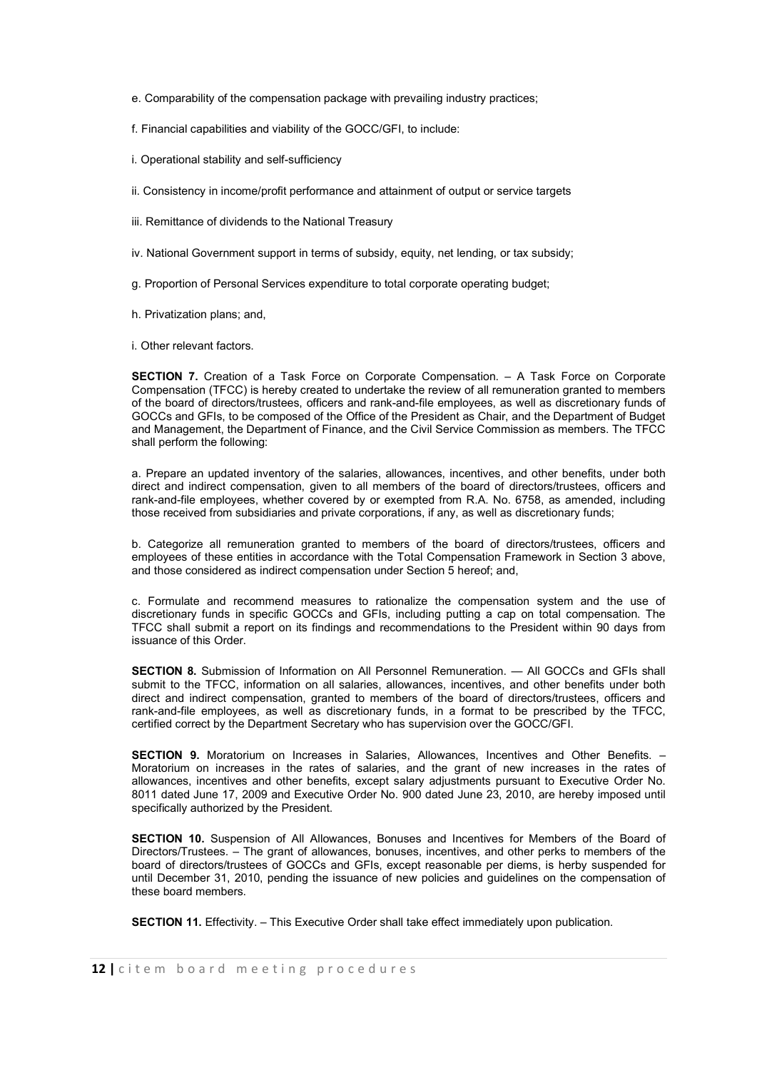e. Comparability of the compensation package with prevailing industry practices;

f. Financial capabilities and viability of the GOCC/GFI, to include:

i. Operational stability and self-sufficiency

ii. Consistency in income/profit performance and attainment of output or service targets

iii. Remittance of dividends to the National Treasury

iv. National Government support in terms of subsidy, equity, net lending, or tax subsidy;

g. Proportion of Personal Services expenditure to total corporate operating budget;

h. Privatization plans; and,

i. Other relevant factors.

**SECTION 7.** Creation of a Task Force on Corporate Compensation. – A Task Force on Corporate Compensation (TFCC) is hereby created to undertake the review of all remuneration granted to members of the board of directors/trustees, officers and rank-and-file employees, as well as discretionary funds of GOCCs and GFIs, to be composed of the Office of the President as Chair, and the Department of Budget and Management, the Department of Finance, and the Civil Service Commission as members. The TFCC shall perform the following:

a. Prepare an updated inventory of the salaries, allowances, incentives, and other benefits, under both direct and indirect compensation, given to all members of the board of directors/trustees, officers and rank-and-file employees, whether covered by or exempted from R.A. No. 6758, as amended, including those received from subsidiaries and private corporations, if any, as well as discretionary funds;

b. Categorize all remuneration granted to members of the board of directors/trustees, officers and employees of these entities in accordance with the Total Compensation Framework in Section 3 above, and those considered as indirect compensation under Section 5 hereof; and,

c. Formulate and recommend measures to rationalize the compensation system and the use of discretionary funds in specific GOCCs and GFIs, including putting a cap on total compensation. The TFCC shall submit a report on its findings and recommendations to the President within 90 days from issuance of this Order.

**SECTION 8.** Submission of Information on All Personnel Remuneration. — All GOCCs and GFIs shall submit to the TFCC, information on all salaries, allowances, incentives, and other benefits under both direct and indirect compensation, granted to members of the board of directors/trustees, officers and rank-and-file employees, as well as discretionary funds, in a format to be prescribed by the TFCC, certified correct by the Department Secretary who has supervision over the GOCC/GFI.

**SECTION 9.** Moratorium on Increases in Salaries, Allowances, Incentives and Other Benefits. – Moratorium on increases in the rates of salaries, and the grant of new increases in the rates of allowances, incentives and other benefits, except salary adjustments pursuant to Executive Order No. 8011 dated June 17, 2009 and Executive Order No. 900 dated June 23, 2010, are hereby imposed until specifically authorized by the President.

**SECTION 10.** Suspension of All Allowances, Bonuses and Incentives for Members of the Board of Directors/Trustees. – The grant of allowances, bonuses, incentives, and other perks to members of the board of directors/trustees of GOCCs and GFIs, except reasonable per diems, is herby suspended for until December 31, 2010, pending the issuance of new policies and guidelines on the compensation of these board members.

**SECTION 11.** Effectivity. – This Executive Order shall take effect immediately upon publication.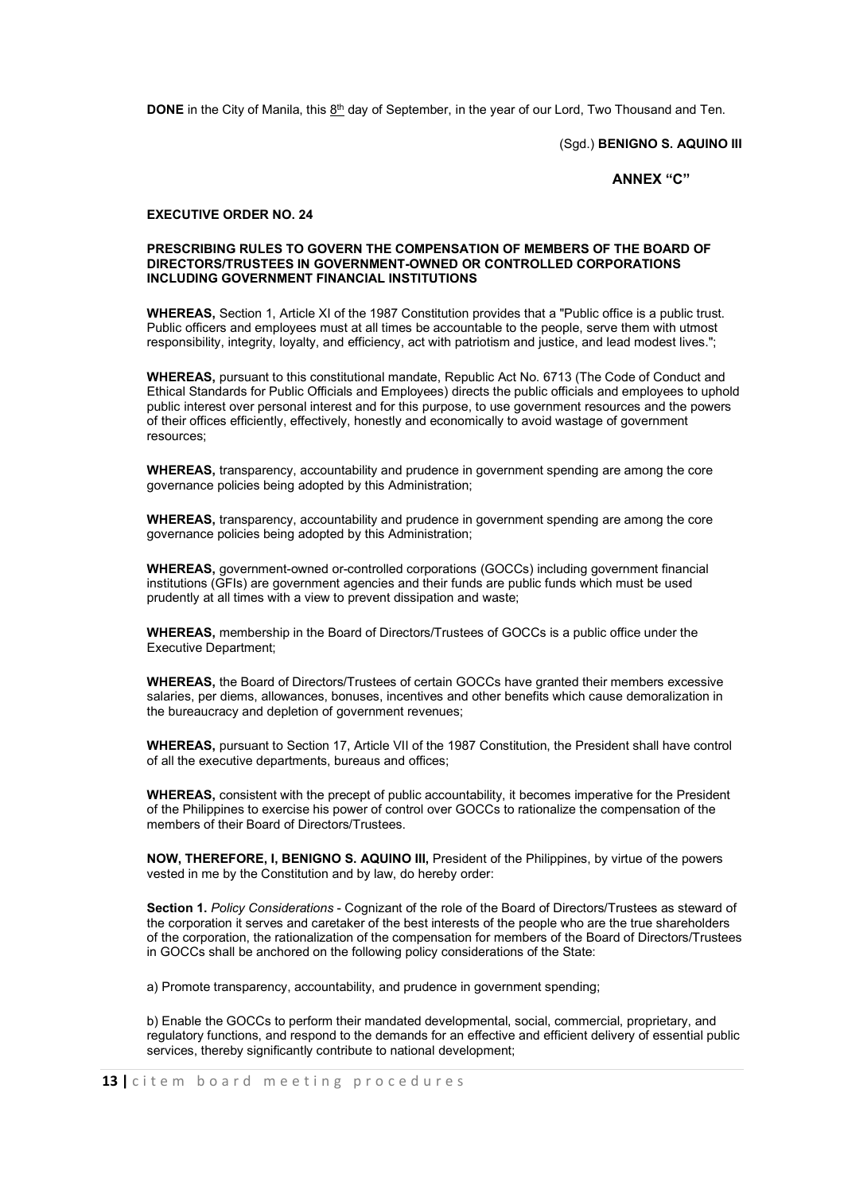**DONE** in the City of Manila, this 8th day of September, in the year of our Lord, Two Thousand and Ten.

(Sgd.) **BENIGNO S. AQUINO III**

**ANNEX "C"**

**EXECUTIVE ORDER NO. 24**

**PRESCRIBING RULES TO GOVERN THE COMPENSATION OF MEMBERS OF THE BOARD OF DIRECTORS/TRUSTEES IN GOVERNMENT-OWNED OR CONTROLLED CORPORATIONS INCLUDING GOVERNMENT FINANCIAL INSTITUTIONS**

**WHEREAS,** Section 1, Article XI of the 1987 Constitution provides that a "Public office is a public trust. Public officers and employees must at all times be accountable to the people, serve them with utmost responsibility, integrity, loyalty, and efficiency, act with patriotism and justice, and lead modest lives.";

**WHEREAS,** pursuant to this constitutional mandate, Republic Act No. 6713 (The Code of Conduct and Ethical Standards for Public Officials and Employees) directs the public officials and employees to uphold public interest over personal interest and for this purpose, to use government resources and the powers of their offices efficiently, effectively, honestly and economically to avoid wastage of government resources;

**WHEREAS,** transparency, accountability and prudence in government spending are among the core governance policies being adopted by this Administration;

**WHEREAS,** transparency, accountability and prudence in government spending are among the core governance policies being adopted by this Administration;

**WHEREAS,** government-owned or-controlled corporations (GOCCs) including government financial institutions (GFIs) are government agencies and their funds are public funds which must be used prudently at all times with a view to prevent dissipation and waste;

**WHEREAS,** membership in the Board of Directors/Trustees of GOCCs is a public office under the Executive Department;

**WHEREAS,** the Board of Directors/Trustees of certain GOCCs have granted their members excessive salaries, per diems, allowances, bonuses, incentives and other benefits which cause demoralization in the bureaucracy and depletion of government revenues;

**WHEREAS,** pursuant to Section 17, Article VII of the 1987 Constitution, the President shall have control of all the executive departments, bureaus and offices;

**WHEREAS,** consistent with the precept of public accountability, it becomes imperative for the President of the Philippines to exercise his power of control over GOCCs to rationalize the compensation of the members of their Board of Directors/Trustees.

**NOW, THEREFORE, I, BENIGNO S. AQUINO III,** President of the Philippines, by virtue of the powers vested in me by the Constitution and by law, do hereby order:

**Section 1.** *Policy Considerations* - Cognizant of the role of the Board of Directors/Trustees as steward of the corporation it serves and caretaker of the best interests of the people who are the true shareholders of the corporation, the rationalization of the compensation for members of the Board of Directors/Trustees in GOCCs shall be anchored on the following policy considerations of the State:

a) Promote transparency, accountability, and prudence in government spending;

b) Enable the GOCCs to perform their mandated developmental, social, commercial, proprietary, and regulatory functions, and respond to the demands for an effective and efficient delivery of essential public services, thereby significantly contribute to national development;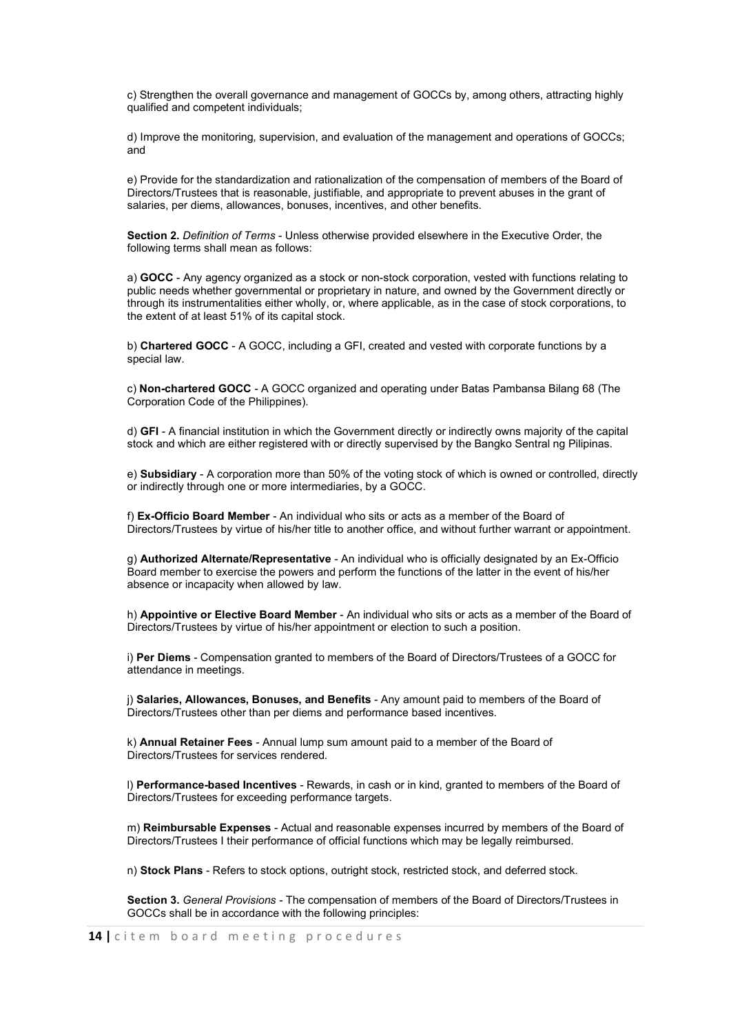c) Strengthen the overall governance and management of GOCCs by, among others, attracting highly qualified and competent individuals;

d) Improve the monitoring, supervision, and evaluation of the management and operations of GOCCs; and

e) Provide for the standardization and rationalization of the compensation of members of the Board of Directors/Trustees that is reasonable, justifiable, and appropriate to prevent abuses in the grant of salaries, per diems, allowances, bonuses, incentives, and other benefits.

**Section 2.** *Definition of Terms* - Unless otherwise provided elsewhere in the Executive Order, the following terms shall mean as follows:

a) **GOCC** - Any agency organized as a stock or non-stock corporation, vested with functions relating to public needs whether governmental or proprietary in nature, and owned by the Government directly or through its instrumentalities either wholly, or, where applicable, as in the case of stock corporations, to the extent of at least 51% of its capital stock.

b) **Chartered GOCC** - A GOCC, including a GFI, created and vested with corporate functions by a special law.

c) **Non-chartered GOCC** - A GOCC organized and operating under Batas Pambansa Bilang 68 (The Corporation Code of the Philippines).

d) **GFI** - A financial institution in which the Government directly or indirectly owns majority of the capital stock and which are either registered with or directly supervised by the Bangko Sentral ng Pilipinas.

e) **Subsidiary** - A corporation more than 50% of the voting stock of which is owned or controlled, directly or indirectly through one or more intermediaries, by a GOCC.

f) **Ex-Officio Board Member** - An individual who sits or acts as a member of the Board of Directors/Trustees by virtue of his/her title to another office, and without further warrant or appointment.

g) **Authorized Alternate/Representative** - An individual who is officially designated by an Ex-Officio Board member to exercise the powers and perform the functions of the latter in the event of his/her absence or incapacity when allowed by law.

h) **Appointive or Elective Board Member** - An individual who sits or acts as a member of the Board of Directors/Trustees by virtue of his/her appointment or election to such a position.

i) **Per Diems** - Compensation granted to members of the Board of Directors/Trustees of a GOCC for attendance in meetings.

j) **Salaries, Allowances, Bonuses, and Benefits** - Any amount paid to members of the Board of Directors/Trustees other than per diems and performance based incentives.

k) **Annual Retainer Fees** - Annual lump sum amount paid to a member of the Board of Directors/Trustees for services rendered.

l) **Performance-based Incentives** - Rewards, in cash or in kind, granted to members of the Board of Directors/Trustees for exceeding performance targets.

m) **Reimbursable Expenses** - Actual and reasonable expenses incurred by members of the Board of Directors/Trustees I their performance of official functions which may be legally reimbursed.

n) **Stock Plans** - Refers to stock options, outright stock, restricted stock, and deferred stock.

**Section 3.** *General Provisions* - The compensation of members of the Board of Directors/Trustees in GOCCs shall be in accordance with the following principles: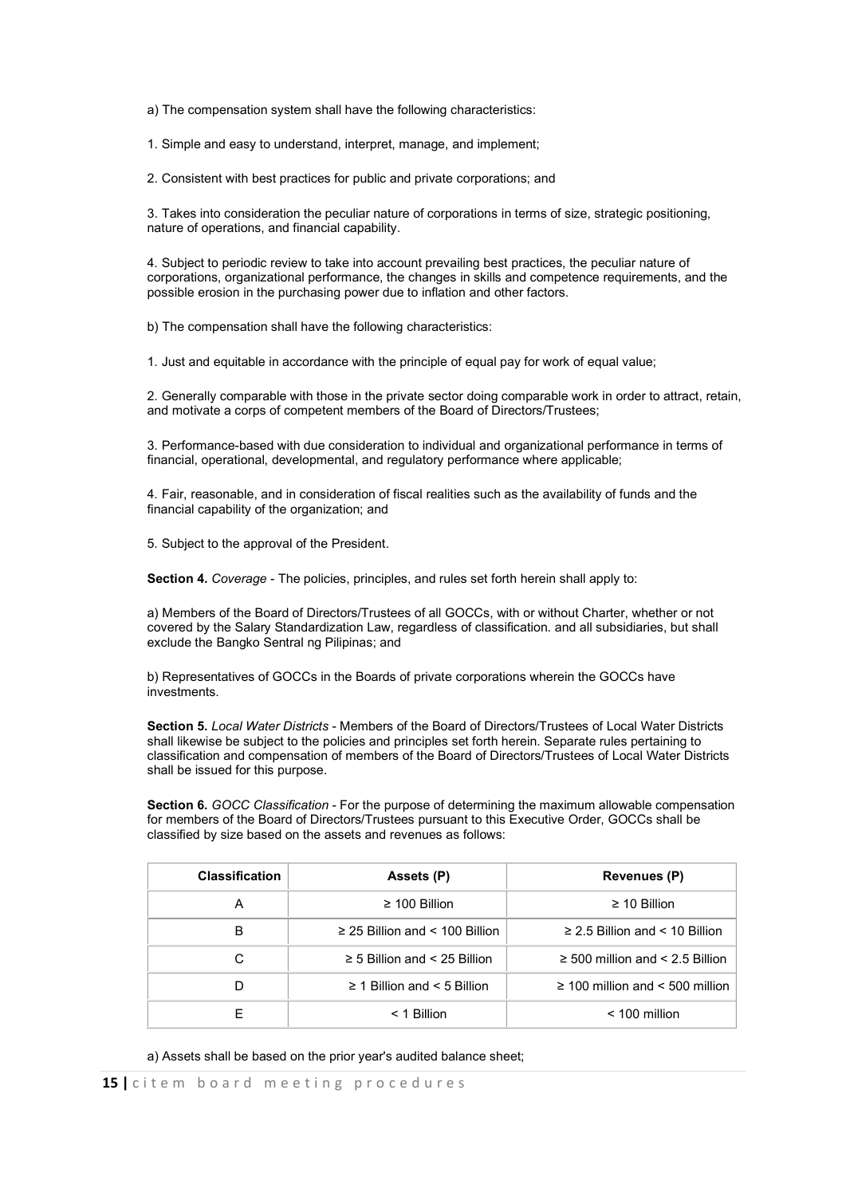a) The compensation system shall have the following characteristics:

1. Simple and easy to understand, interpret, manage, and implement;

2. Consistent with best practices for public and private corporations; and

3. Takes into consideration the peculiar nature of corporations in terms of size, strategic positioning, nature of operations, and financial capability.

4. Subject to periodic review to take into account prevailing best practices, the peculiar nature of corporations, organizational performance, the changes in skills and competence requirements, and the possible erosion in the purchasing power due to inflation and other factors.

b) The compensation shall have the following characteristics:

1. Just and equitable in accordance with the principle of equal pay for work of equal value;

2. Generally comparable with those in the private sector doing comparable work in order to attract, retain, and motivate a corps of competent members of the Board of Directors/Trustees;

3. Performance-based with due consideration to individual and organizational performance in terms of financial, operational, developmental, and regulatory performance where applicable;

4. Fair, reasonable, and in consideration of fiscal realities such as the availability of funds and the financial capability of the organization; and

5. Subject to the approval of the President.

**Section 4.** *Coverage* - The policies, principles, and rules set forth herein shall apply to:

a) Members of the Board of Directors/Trustees of all GOCCs, with or without Charter, whether or not covered by the Salary Standardization Law, regardless of classification. and all subsidiaries, but shall exclude the Bangko Sentral ng Pilipinas; and

b) Representatives of GOCCs in the Boards of private corporations wherein the GOCCs have investments.

**Section 5.** *Local Water Districts* - Members of the Board of Directors/Trustees of Local Water Districts shall likewise be subject to the policies and principles set forth herein. Separate rules pertaining to classification and compensation of members of the Board of Directors/Trustees of Local Water Districts shall be issued for this purpose.

**Section 6.** *GOCC Classification* - For the purpose of determining the maximum allowable compensation for members of the Board of Directors/Trustees pursuant to this Executive Order, GOCCs shall be classified by size based on the assets and revenues as follows:

| Classification | Assets (P) | Revenues (P) |
|---|---|---|
| A | ≥ 100 Billion | ≥ 10 Billion |
| B | ≥ 25 Billion and < 100 Billion | ≥ 2.5 Billion and < 10 Billion |
| C | ≥ 5 Billion and < 25 Billion | ≥ 500 million and < 2.5 Billion |
| D | ≥ 1 Billion and < 5 Billion | ≥ 100 million and < 500 million |
| E | < 1 Billion | < 100 million |

a) Assets shall be based on the prior year's audited balance sheet;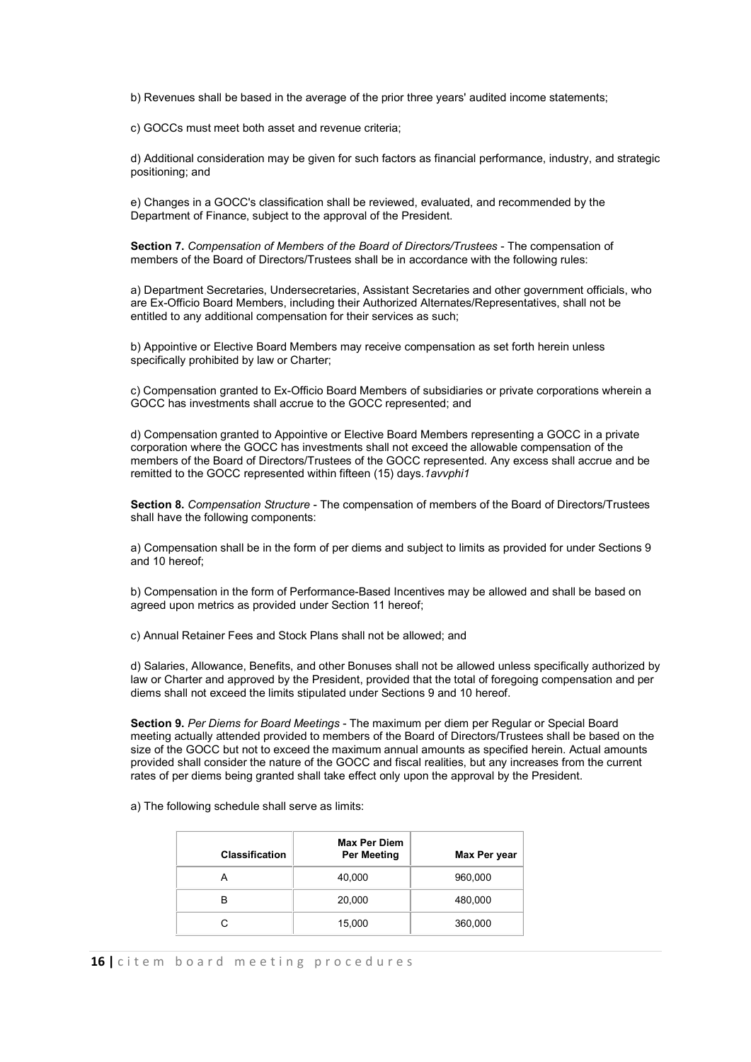b) Revenues shall be based in the average of the prior three years' audited income statements;

c) GOCCs must meet both asset and revenue criteria;

d) Additional consideration may be given for such factors as financial performance, industry, and strategic positioning; and

e) Changes in a GOCC's classification shall be reviewed, evaluated, and recommended by the Department of Finance, subject to the approval of the President.

**Section 7.** *Compensation of Members of the Board of Directors/Trustees* - The compensation of members of the Board of Directors/Trustees shall be in accordance with the following rules:

a) Department Secretaries, Undersecretaries, Assistant Secretaries and other government officials, who are Ex-Officio Board Members, including their Authorized Alternates/Representatives, shall not be entitled to any additional compensation for their services as such;

b) Appointive or Elective Board Members may receive compensation as set forth herein unless specifically prohibited by law or Charter;

c) Compensation granted to Ex-Officio Board Members of subsidiaries or private corporations wherein a GOCC has investments shall accrue to the GOCC represented; and

d) Compensation granted to Appointive or Elective Board Members representing a GOCC in a private corporation where the GOCC has investments shall not exceed the allowable compensation of the members of the Board of Directors/Trustees of the GOCC represented. Any excess shall accrue and be remitted to the GOCC represented within fifteen (15) days.*1avvphi1*

**Section 8.** *Compensation Structure* - The compensation of members of the Board of Directors/Trustees shall have the following components:

a) Compensation shall be in the form of per diems and subject to limits as provided for under Sections 9 and 10 hereof;

b) Compensation in the form of Performance-Based Incentives may be allowed and shall be based on agreed upon metrics as provided under Section 11 hereof;

c) Annual Retainer Fees and Stock Plans shall not be allowed; and

d) Salaries, Allowance, Benefits, and other Bonuses shall not be allowed unless specifically authorized by law or Charter and approved by the President, provided that the total of foregoing compensation and per diems shall not exceed the limits stipulated under Sections 9 and 10 hereof.

**Section 9.** *Per Diems for Board Meetings* - The maximum per diem per Regular or Special Board meeting actually attended provided to members of the Board of Directors/Trustees shall be based on the size of the GOCC but not to exceed the maximum annual amounts as specified herein. Actual amounts provided shall consider the nature of the GOCC and fiscal realities, but any increases from the current rates of per diems being granted shall take effect only upon the approval by the President.

a) The following schedule shall serve as limits:

| Classification | Max Per Diem Per Meeting | Max Per year |
|---|---|---|
| A | 40,000 | 960,000 |
| B | 20,000 | 480,000 |
| C | 15,000 | 360,000 |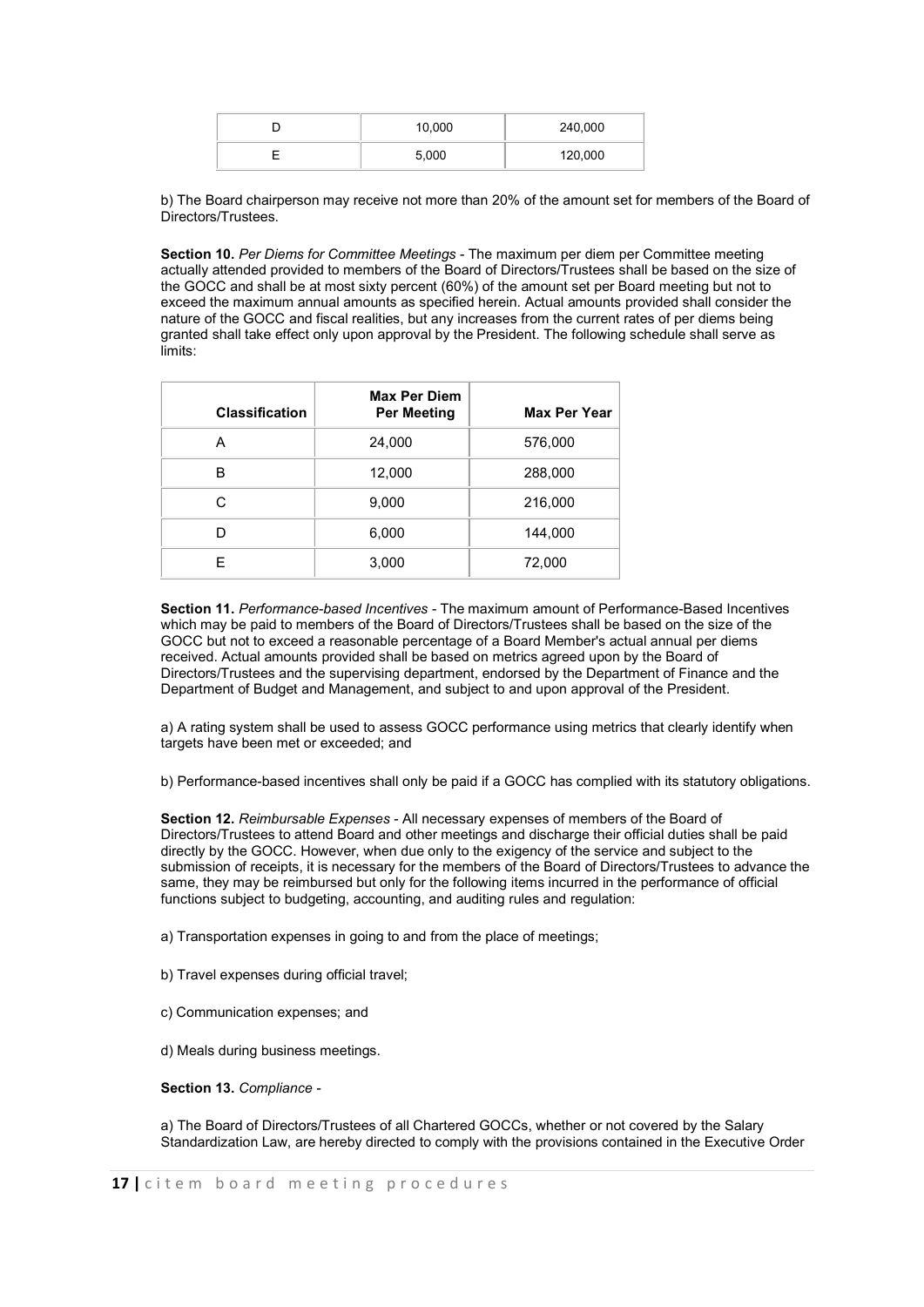| D | 10,000 | 240,000 |
|---|---|---|
| E | 5,000 | 120,000 |

b) The Board chairperson may receive not more than 20% of the amount set for members of the Board of Directors/Trustees.

**Section 10.** *Per Diems for Committee Meetings* - The maximum per diem per Committee meeting actually attended provided to members of the Board of Directors/Trustees shall be based on the size of the GOCC and shall be at most sixty percent (60%) of the amount set per Board meeting but not to exceed the maximum annual amounts as specified herein. Actual amounts provided shall consider the nature of the GOCC and fiscal realities, but any increases from the current rates of per diems being granted shall take effect only upon approval by the President. The following schedule shall serve as limits:

| Classification | Max Per Diem Per Meeting | Max Per Year |
|---|---|---|
| A | 24,000 | 576,000 |
| B | 12,000 | 288,000 |
| C | 9,000 | 216,000 |
| D | 6,000 | 144,000 |
| E | 3,000 | 72,000 |

**Section 11.** *Performance-based Incentives* - The maximum amount of Performance-Based Incentives which may be paid to members of the Board of Directors/Trustees shall be based on the size of the GOCC but not to exceed a reasonable percentage of a Board Member's actual annual per diems received. Actual amounts provided shall be based on metrics agreed upon by the Board of Directors/Trustees and the supervising department, endorsed by the Department of Finance and the Department of Budget and Management, and subject to and upon approval of the President.

a) A rating system shall be used to assess GOCC performance using metrics that clearly identify when targets have been met or exceeded; and

b) Performance-based incentives shall only be paid if a GOCC has complied with its statutory obligations.

**Section 12.** *Reimbursable Expenses* - All necessary expenses of members of the Board of Directors/Trustees to attend Board and other meetings and discharge their official duties shall be paid directly by the GOCC. However, when due only to the exigency of the service and subject to the submission of receipts, it is necessary for the members of the Board of Directors/Trustees to advance the same, they may be reimbursed but only for the following items incurred in the performance of official functions subject to budgeting, accounting, and auditing rules and regulation:

a) Transportation expenses in going to and from the place of meetings;

b) Travel expenses during official travel;

c) Communication expenses; and

d) Meals during business meetings.

**Section 13.** *Compliance* -

a) The Board of Directors/Trustees of all Chartered GOCCs, whether or not covered by the Salary Standardization Law, are hereby directed to comply with the provisions contained in the Executive Order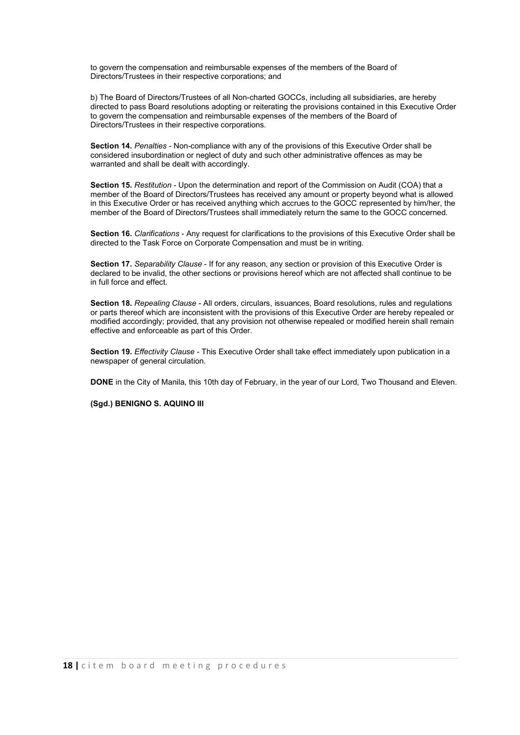to govern the compensation and reimbursable expenses of the members of the Board of Directors/Trustees in their respective corporations; and

b) The Board of Directors/Trustees of all Non-charted GOCCs, including all subsidiaries, are hereby directed to pass Board resolutions adopting or reiterating the provisions contained in this Executive Order to govern the compensation and reimbursable expenses of the members of the Board of Directors/Trustees in their respective corporations.

**Section 14.** *Penalties* - Non-compliance with any of the provisions of this Executive Order shall be considered insubordination or neglect of duty and such other administrative offences as may be warranted and shall be dealt with accordingly.

**Section 15.** *Restitution* - Upon the determination and report of the Commission on Audit (COA) that a member of the Board of Directors/Trustees has received any amount or property beyond what is allowed in this Executive Order or has received anything which accrues to the GOCC represented by him/her, the member of the Board of Directors/Trustees shall immediately return the same to the GOCC concerned.

**Section 16.** *Clarifications* - Any request for clarifications to the provisions of this Executive Order shall be directed to the Task Force on Corporate Compensation and must be in writing.

**Section 17.** *Separability Clause* - If for any reason, any section or provision of this Executive Order is declared to be invalid, the other sections or provisions hereof which are not affected shall continue to be in full force and effect.

**Section 18.** *Repealing Clause* - All orders, circulars, issuances, Board resolutions, rules and regulations or parts thereof which are inconsistent with the provisions of this Executive Order are hereby repealed or modified accordingly; provided, that any provision not otherwise repealed or modified herein shall remain effective and enforceable as part of this Order.

**Section 19.** *Effectivity Clause* - This Executive Order shall take effect immediately upon publication in a newspaper of general circulation.

**DONE** in the City of Manila, this 10th day of February, in the year of our Lord, Two Thousand and Eleven.

**(Sgd.) BENIGNO S. AQUINO III**